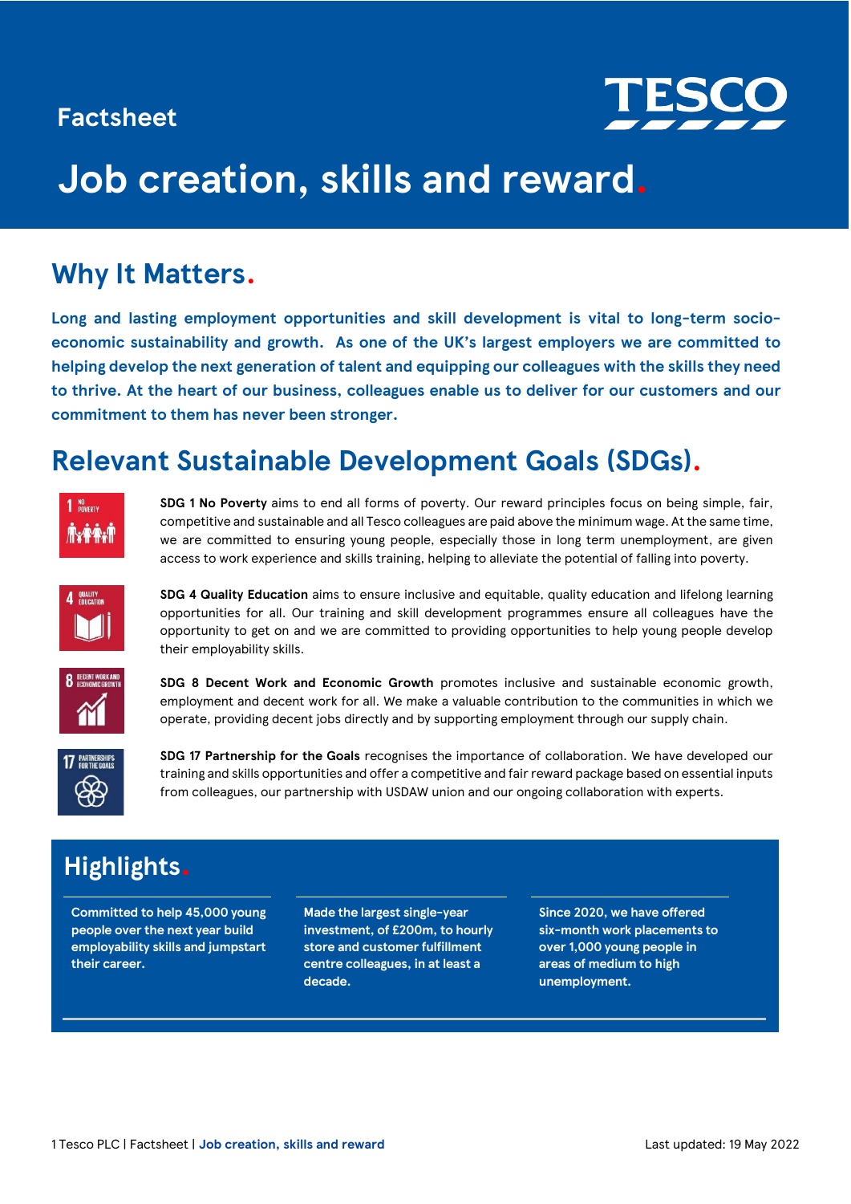Factsheet

# Job creation, skills and reward.

## Why It Matters.

**Long and lasting employment opportunities and skill development is vital to long-term socio-economic sustainability and growth. As one of the UK's largest employers we are committed to helping develop the next generation of talent and equipping our colleagues with the skills they need to thrive. At the heart of our business, colleagues enable us to deliver for our customers and our commitment to them has never been stronger.**

## Relevant Sustainable Development Goals (SDGs).

**SDG 1 No Poverty** aims to end all forms of poverty. Our reward principles focus on being simple, fair, competitive and sustainable and all Tesco colleagues are paid above the minimum wage. At the same time, we are committed to ensuring young people, especially those in long term unemployment, are given access to work experience and skills training, helping to alleviate the potential of falling into poverty.

**SDG 4 Quality Education** aims to ensure inclusive and equitable, quality education and lifelong learning opportunities for all. Our training and skill development programmes ensure all colleagues have the opportunity to get on and we are committed to providing opportunities to help young people develop their employability skills.

**SDG 8 Decent Work and Economic Growth** promotes inclusive and sustainable economic growth, employment and decent work for all. We make a valuable contribution to the communities in which we operate, providing decent jobs directly and by supporting employment through our supply chain.

**SDG 17 Partnership for the Goals** recognises the importance of collaboration. We have developed our training and skills opportunities and offer a competitive and fair reward package based on essential inputs from colleagues, our partnership with USDAW union and our ongoing collaboration with experts.

## Highlights.

- **Committed to help 45,000 young people over the next year build employability skills and jumpstart their career.**
- **Made the largest single-year investment, of £200m, to hourly store and customer fulfillment centre colleagues, in at least a decade.**
- **Since 2020, we have offered six-month work placements to over 1,000 young people in areas of medium to high unemployment.**

Last updated: 19 May 2022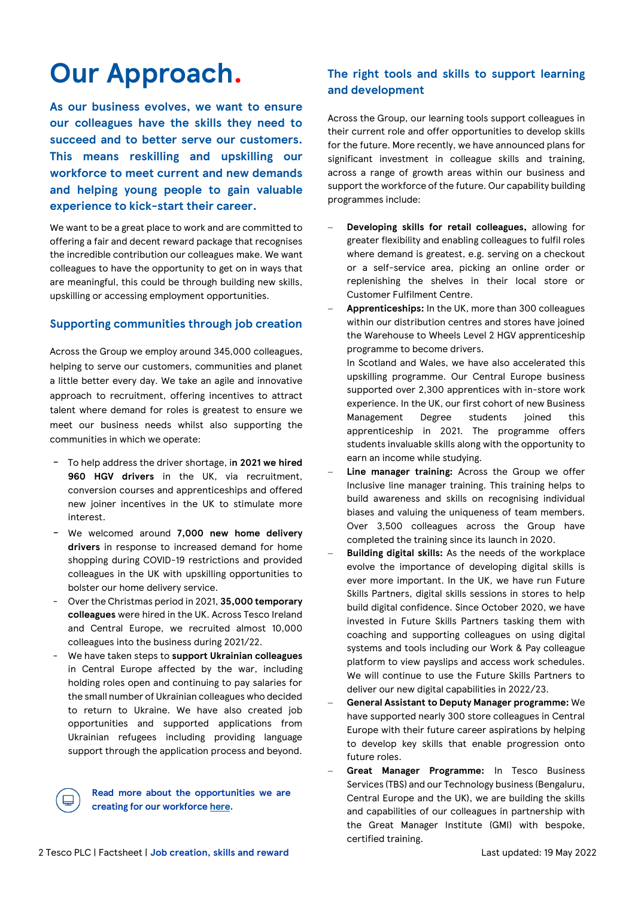# Our Approach.

**As our business evolves, we want to ensure our colleagues have the skills they need to succeed and to better serve our customers. This means reskilling and upskilling our workforce to meet current and new demands and helping young people to gain valuable experience to kick-start their career.**

We want to be a great place to work and are committed to offering a fair and decent reward package that recognises the incredible contribution our colleagues make. We want colleagues to have the opportunity to get on in ways that are meaningful, this could be through building new skills, upskilling or accessing employment opportunities.

## Supporting communities through job creation

Across the Group we employ around 345,000 colleagues, helping to serve our customers, communities and planet a little better every day. We take an agile and innovative approach to recruitment, offering incentives to attract talent where demand for roles is greatest to ensure we meet our business needs whilst also supporting the communities in which we operate:

- To help address the driver shortage, **in 2021 we hired 960 HGV drivers** in the UK, via recruitment, conversion courses and apprenticeships and offered new joiner incentives in the UK to stimulate more interest.
- We welcomed around **7,000 new home delivery drivers** in response to increased demand for home shopping during COVID-19 restrictions and provided colleagues in the UK with upskilling opportunities to bolster our home delivery service.
- Over the Christmas period in 2021, **35,000 temporary colleagues** were hired in the UK. Across Tesco Ireland and Central Europe, we recruited almost 10,000 colleagues into the business during 2021/22.
- We have taken steps to **support Ukrainian colleagues** in Central Europe affected by the war, including holding roles open and continuing to pay salaries for the small number of Ukrainian colleagues who decided to return to Ukraine. We have also created job opportunities and supported applications from Ukrainian refugees including providing language support through the application process and beyond.

**Read more about the opportunities we are creating for our workforce here.**

## The right tools and skills to support learning and development

Across the Group, our learning tools support colleagues in their current role and offer opportunities to develop skills for the future. More recently, we have announced plans for significant investment in colleague skills and training, across a range of growth areas within our business and support the workforce of the future. Our capability building programmes include:

- **Developing skills for retail colleagues,** allowing for greater flexibility and enabling colleagues to fulfil roles where demand is greatest, e.g. serving on a checkout or a self-service area, picking an online order or replenishing the shelves in their local store or Customer Fulfilment Centre.
- **Apprenticeships:** In the UK, more than 300 colleagues within our distribution centres and stores have joined the Warehouse to Wheels Level 2 HGV apprenticeship programme to become drivers.
  In Scotland and Wales, we have also accelerated this upskilling programme. Our Central Europe business supported over 2,300 apprentices with in-store work experience. In the UK, our first cohort of new Business Management Degree students joined this apprenticeship in 2021. The programme offers students invaluable skills along with the opportunity to earn an income while studying.
- **Line manager training:** Across the Group we offer Inclusive line manager training. This training helps to build awareness and skills on recognising individual biases and valuing the uniqueness of team members. Over 3,500 colleagues across the Group have completed the training since its launch in 2020.
- **Building digital skills:** As the needs of the workplace evolve the importance of developing digital skills is ever more important. In the UK, we have run Future Skills Partners, digital skills sessions in stores to help build digital confidence. Since October 2020, we have invested in Future Skills Partners tasking them with coaching and supporting colleagues on using digital systems and tools including our Work & Pay colleague platform to view payslips and access work schedules. We will continue to use the Future Skills Partners to deliver our new digital capabilities in 2022/23.
- **General Assistant to Deputy Manager programme:** We have supported nearly 300 store colleagues in Central Europe with their future career aspirations by helping to develop key skills that enable progression onto future roles.
- **Great Manager Programme:** In Tesco Business Services (TBS) and our Technology business (Bengaluru, Central Europe and the UK), we are building the skills and capabilities of our colleagues in partnership with the Great Manager Institute (GMI) with bespoke, certified training.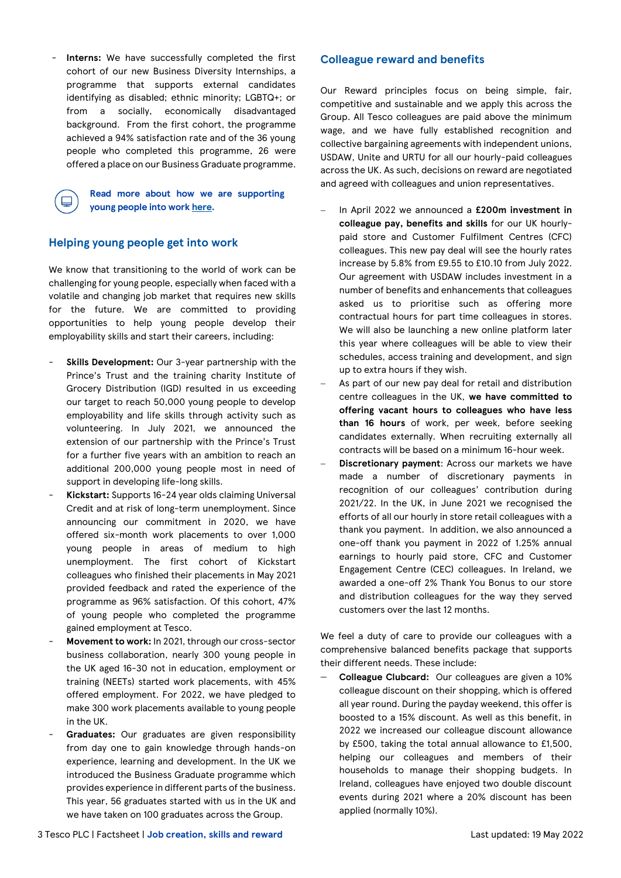- **Interns:** We have successfully completed the first cohort of our new Business Diversity Internships, a programme that supports external candidates identifying as disabled; ethnic minority; LGBTQ+; or from a socially, economically disadvantaged background. From the first cohort, the programme achieved a 94% satisfaction rate and of the 36 young people who completed this programme, 26 were offered a place on our Business Graduate programme.

**Read more about how we are supporting young people into work here.**

## Helping young people get into work

We know that transitioning to the world of work can be challenging for young people, especially when faced with a volatile and changing job market that requires new skills for the future. We are committed to providing opportunities to help young people develop their employability skills and start their careers, including:

- **Skills Development:** Our 3-year partnership with the Prince's Trust and the training charity Institute of Grocery Distribution (IGD) resulted in us exceeding our target to reach 50,000 young people to develop employability and life skills through activity such as volunteering. In July 2021, we announced the extension of our partnership with the Prince's Trust for a further five years with an ambition to reach an additional 200,000 young people most in need of support in developing life-long skills.
- **Kickstart:** Supports 16-24 year olds claiming Universal Credit and at risk of long-term unemployment. Since announcing our commitment in 2020, we have offered six-month work placements to over 1,000 young people in areas of medium to high unemployment. The first cohort of Kickstart colleagues who finished their placements in May 2021 provided feedback and rated the experience of the programme as 96% satisfaction. Of this cohort, 47% of young people who completed the programme gained employment at Tesco.
- **Movement to work:** In 2021, through our cross-sector business collaboration, nearly 300 young people in the UK aged 16-30 not in education, employment or training (NEETs) started work placements, with 45% offered employment. For 2022, we have pledged to make 300 work placements available to young people in the UK.
- **Graduates:** Our graduates are given responsibility from day one to gain knowledge through hands-on experience, learning and development. In the UK we introduced the Business Graduate programme which provides experience in different parts of the business. This year, 56 graduates started with us in the UK and we have taken on 100 graduates across the Group.

## Colleague reward and benefits

Our Reward principles focus on being simple, fair, competitive and sustainable and we apply this across the Group. All Tesco colleagues are paid above the minimum wage, and we have fully established recognition and collective bargaining agreements with independent unions, USDAW, Unite and URTU for all our hourly-paid colleagues across the UK. As such, decisions on reward are negotiated and agreed with colleagues and union representatives.

- In April 2022 we announced a **£200m investment in colleague pay, benefits and skills** for our UK hourly-paid store and Customer Fulfilment Centres (CFC) colleagues. This new pay deal will see the hourly rates increase by 5.8% from £9.55 to £10.10 from July 2022. Our agreement with USDAW includes investment in a number of benefits and enhancements that colleagues asked us to prioritise such as offering more contractual hours for part time colleagues in stores. We will also be launching a new online platform later this year where colleagues will be able to view their schedules, access training and development, and sign up to extra hours if they wish.
- As part of our new pay deal for retail and distribution centre colleagues in the UK, **we have committed to offering vacant hours to colleagues who have less than 16 hours** of work, per week, before seeking candidates externally. When recruiting externally all contracts will be based on a minimum 16-hour week.
- **Discretionary payment**: Across our markets we have made a number of discretionary payments in recognition of our colleagues' contribution during 2021/22. In the UK, in June 2021 we recognised the efforts of all our hourly in store retail colleagues with a thank you payment. In addition, we also announced a one-off thank you payment in 2022 of 1.25% annual earnings to hourly paid store, CFC and Customer Engagement Centre (CEC) colleagues. In Ireland, we awarded a one-off 2% Thank You Bonus to our store and distribution colleagues for the way they served customers over the last 12 months.

We feel a duty of care to provide our colleagues with a comprehensive balanced benefits package that supports their different needs. These include:

- **Colleague Clubcard:** Our colleagues are given a 10% colleague discount on their shopping, which is offered all year round. During the payday weekend, this offer is boosted to a 15% discount. As well as this benefit, in 2022 we increased our colleague discount allowance by £500, taking the total annual allowance to £1,500, helping our colleagues and members of their households to manage their shopping budgets. In Ireland, colleagues have enjoyed two double discount events during 2021 where a 20% discount has been applied (normally 10%).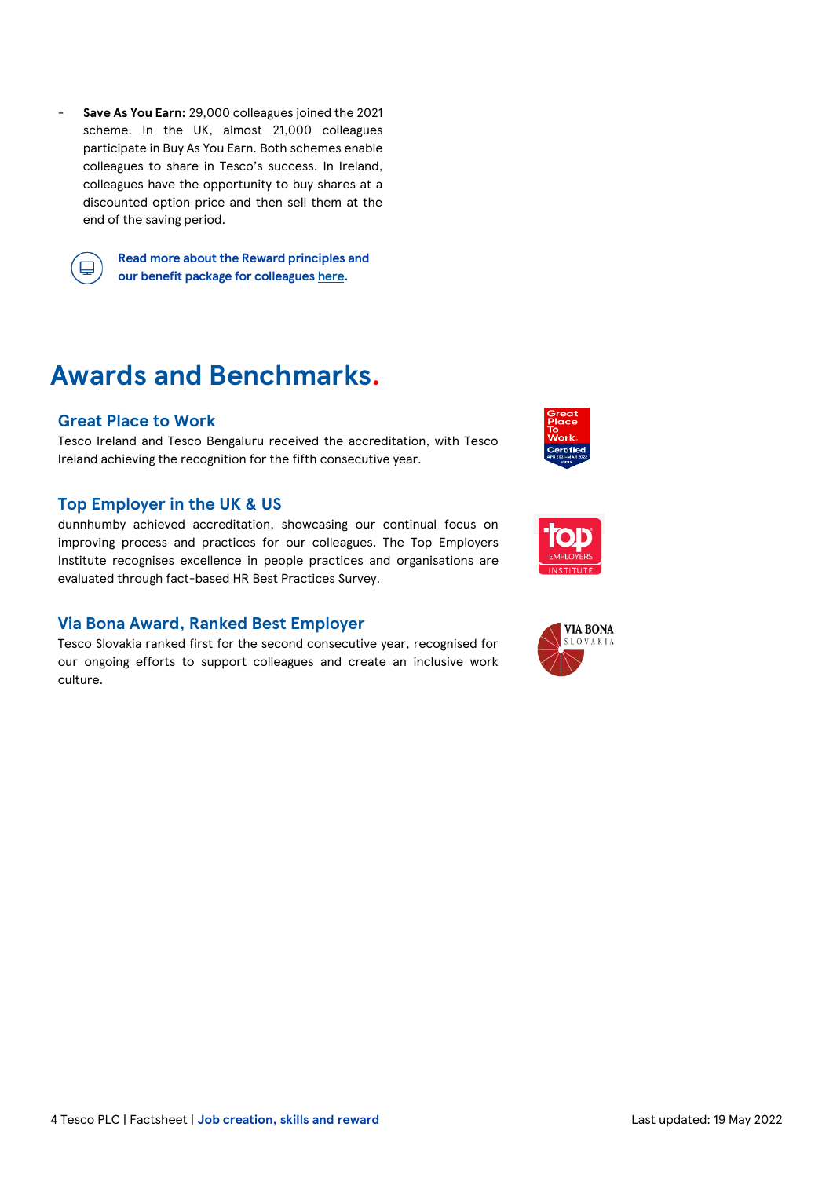- **Save As You Earn:** 29,000 colleagues joined the 2021 scheme. In the UK, almost 21,000 colleagues participate in Buy As You Earn. Both schemes enable colleagues to share in Tesco's success. In Ireland, colleagues have the opportunity to buy shares at a discounted option price and then sell them at the end of the saving period.

**Read more about the Reward principles and our benefit package for colleagues here.**

# Awards and Benchmarks.

### Great Place to Work

Tesco Ireland and Tesco Bengaluru received the accreditation, with Tesco Ireland achieving the recognition for the fifth consecutive year.

### Top Employer in the UK & US

dunnhumby achieved accreditation, showcasing our continual focus on improving process and practices for our colleagues. The Top Employers Institute recognises excellence in people practices and organisations are evaluated through fact-based HR Best Practices Survey.

### Via Bona Award, Ranked Best Employer

Tesco Slovakia ranked first for the second consecutive year, recognised for our ongoing efforts to support colleagues and create an inclusive work culture.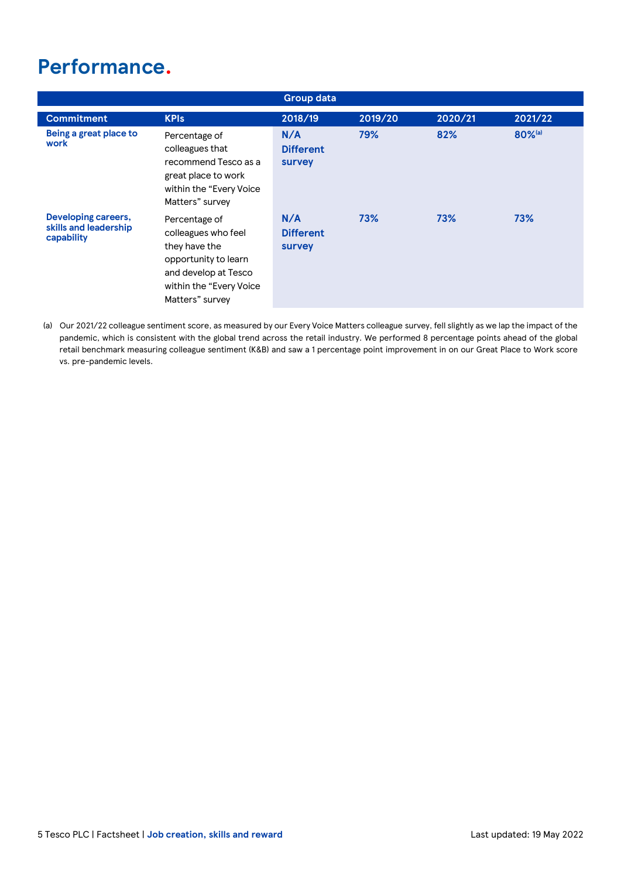# Performance.

| Group data | | | | | |
|---|---|---|---|---|---|
| **Commitment** | **KPIs** | **2018/19** | **2019/20** | **2020/21** | **2021/22** |
| **Being a great place to work** | Percentage of colleagues that recommend Tesco as a great place to work within the "Every Voice Matters" survey | **N/A Different survey** | **79%** | **82%** | **80%**[(a)] |
| **Developing careers, skills and leadership capability** | Percentage of colleagues who feel they have the opportunity to learn and develop at Tesco within the "Every Voice Matters" survey | **N/A Different survey** | **73%** | **73%** | **73%** |

(a) Our 2021/22 colleague sentiment score, as measured by our Every Voice Matters colleague survey, fell slightly as we lap the impact of the pandemic, which is consistent with the global trend across the retail industry. We performed 8 percentage points ahead of the global retail benchmark measuring colleague sentiment (K&B) and saw a 1 percentage point improvement in on our Great Place to Work score vs. pre-pandemic levels.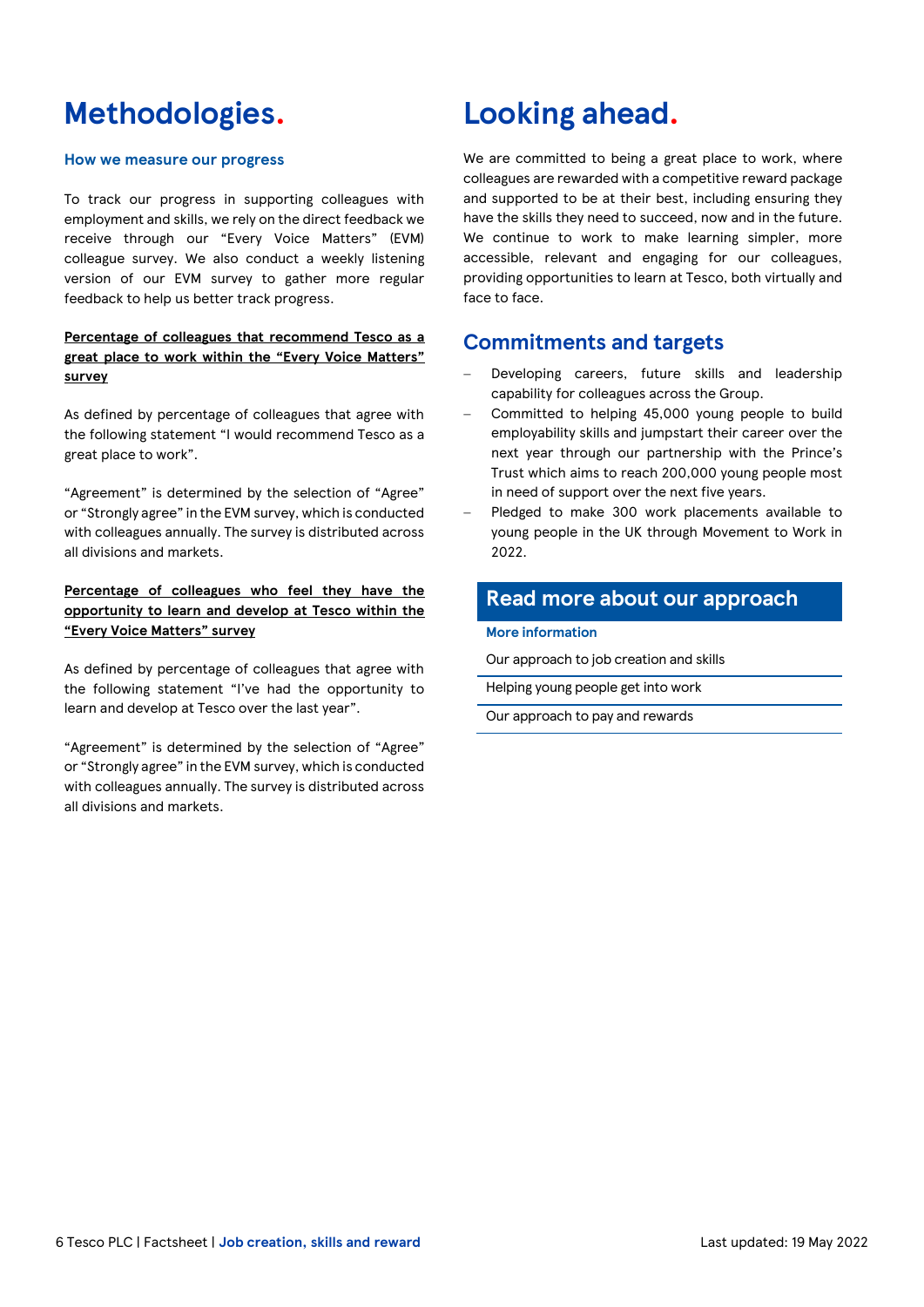# Methodologies.

## How we measure our progress

To track our progress in supporting colleagues with employment and skills, we rely on the direct feedback we receive through our "Every Voice Matters" (EVM) colleague survey. We also conduct a weekly listening version of our EVM survey to gather more regular feedback to help us better track progress.

**Percentage of colleagues that recommend Tesco as a great place to work within the "Every Voice Matters" survey**

As defined by percentage of colleagues that agree with the following statement "I would recommend Tesco as a great place to work".

"Agreement" is determined by the selection of "Agree" or "Strongly agree" in the EVM survey, which is conducted with colleagues annually. The survey is distributed across all divisions and markets.

**Percentage of colleagues who feel they have the opportunity to learn and develop at Tesco within the "Every Voice Matters" survey**

As defined by percentage of colleagues that agree with the following statement "I've had the opportunity to learn and develop at Tesco over the last year".

"Agreement" is determined by the selection of "Agree" or "Strongly agree" in the EVM survey, which is conducted with colleagues annually. The survey is distributed across all divisions and markets.

# Looking ahead.

We are committed to being a great place to work, where colleagues are rewarded with a competitive reward package and supported to be at their best, including ensuring they have the skills they need to succeed, now and in the future. We continue to work to make learning simpler, more accessible, relevant and engaging for our colleagues, providing opportunities to learn at Tesco, both virtually and face to face.

## Commitments and targets

- Developing careers, future skills and leadership capability for colleagues across the Group.
- Committed to helping 45,000 young people to build employability skills and jumpstart their career over the next year through our partnership with the Prince's Trust which aims to reach 200,000 young people most in need of support over the next five years.
- Pledged to make 300 work placements available to young people in the UK through Movement to Work in 2022.

## Read more about our approach

**More information**

Our approach to job creation and skills

Helping young people get into work

Our approach to pay and rewards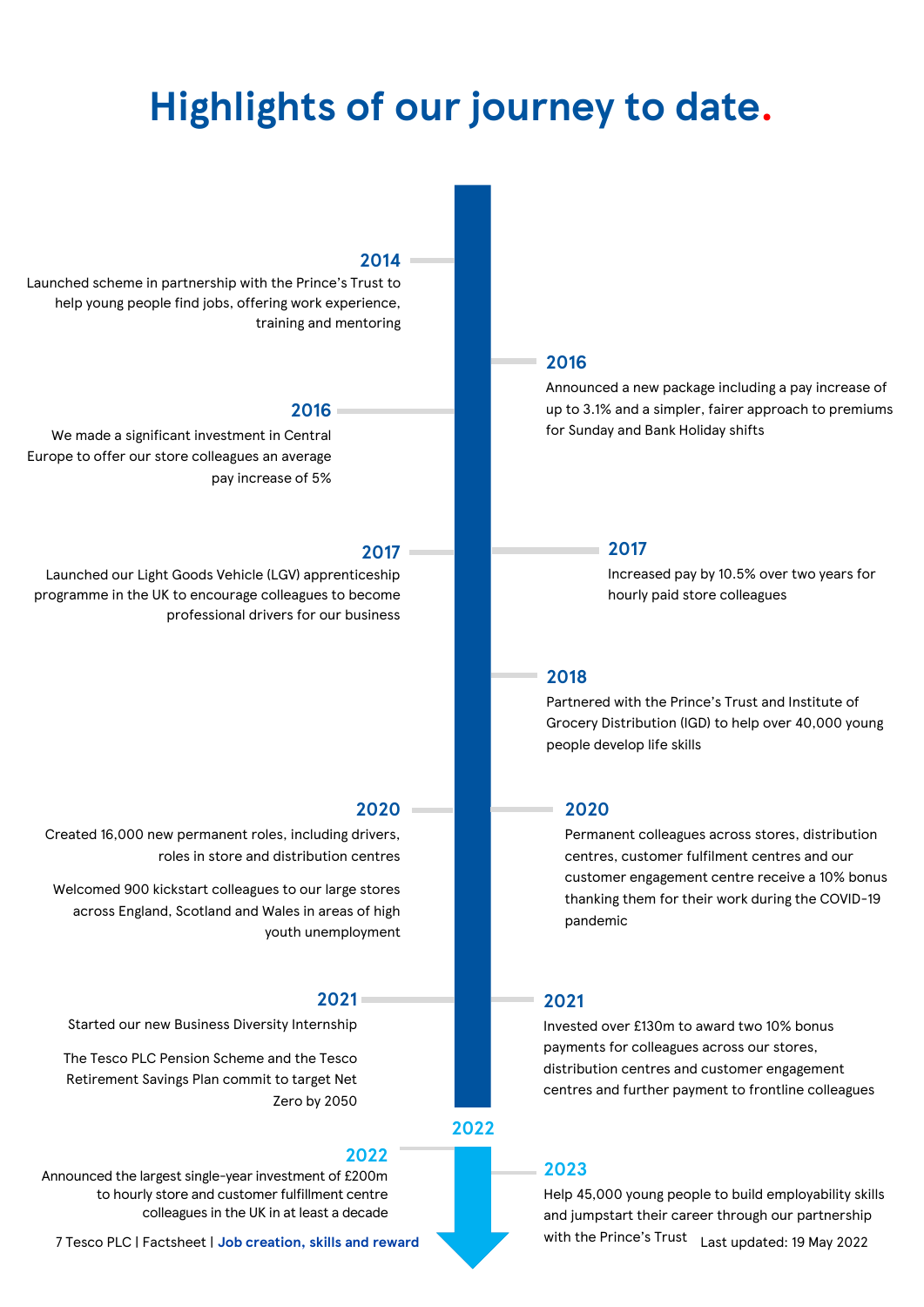# Highlights of our journey to date.

### 2014

Launched scheme in partnership with the Prince's Trust to help young people find jobs, offering work experience, training and mentoring

### 2016

Announced a new package including a pay increase of up to 3.1% and a simpler, fairer approach to premiums for Sunday and Bank Holiday shifts

### 2016

We made a significant investment in Central Europe to offer our store colleagues an average pay increase of 5%

### 2017

Launched our Light Goods Vehicle (LGV) apprenticeship programme in the UK to encourage colleagues to become professional drivers for our business

### 2017

Increased pay by 10.5% over two years for hourly paid store colleagues

### 2018

Partnered with the Prince's Trust and Institute of Grocery Distribution (IGD) to help over 40,000 young people develop life skills

### 2020

Created 16,000 new permanent roles, including drivers, roles in store and distribution centres

Welcomed 900 kickstart colleagues to our large stores across England, Scotland and Wales in areas of high youth unemployment

### 2020

Permanent colleagues across stores, distribution centres, customer fulfilment centres and our customer engagement centre receive a 10% bonus thanking them for their work during the COVID-19 pandemic

### 2021

Started our new Business Diversity Internship

The Tesco PLC Pension Scheme and the Tesco Retirement Savings Plan commit to target Net Zero by 2050

### 2021

Invested over £130m to award two 10% bonus payments for colleagues across our stores, distribution centres and customer engagement centres and further payment to frontline colleagues

### 2022

### 2022

Announced the largest single-year investment of £200m to hourly store and customer fulfillment centre colleagues in the UK in at least a decade

### 2023

Help 45,000 young people to build employability skills and jumpstart their career through our partnership with the Prince's Trust

Last updated: 19 May 2022